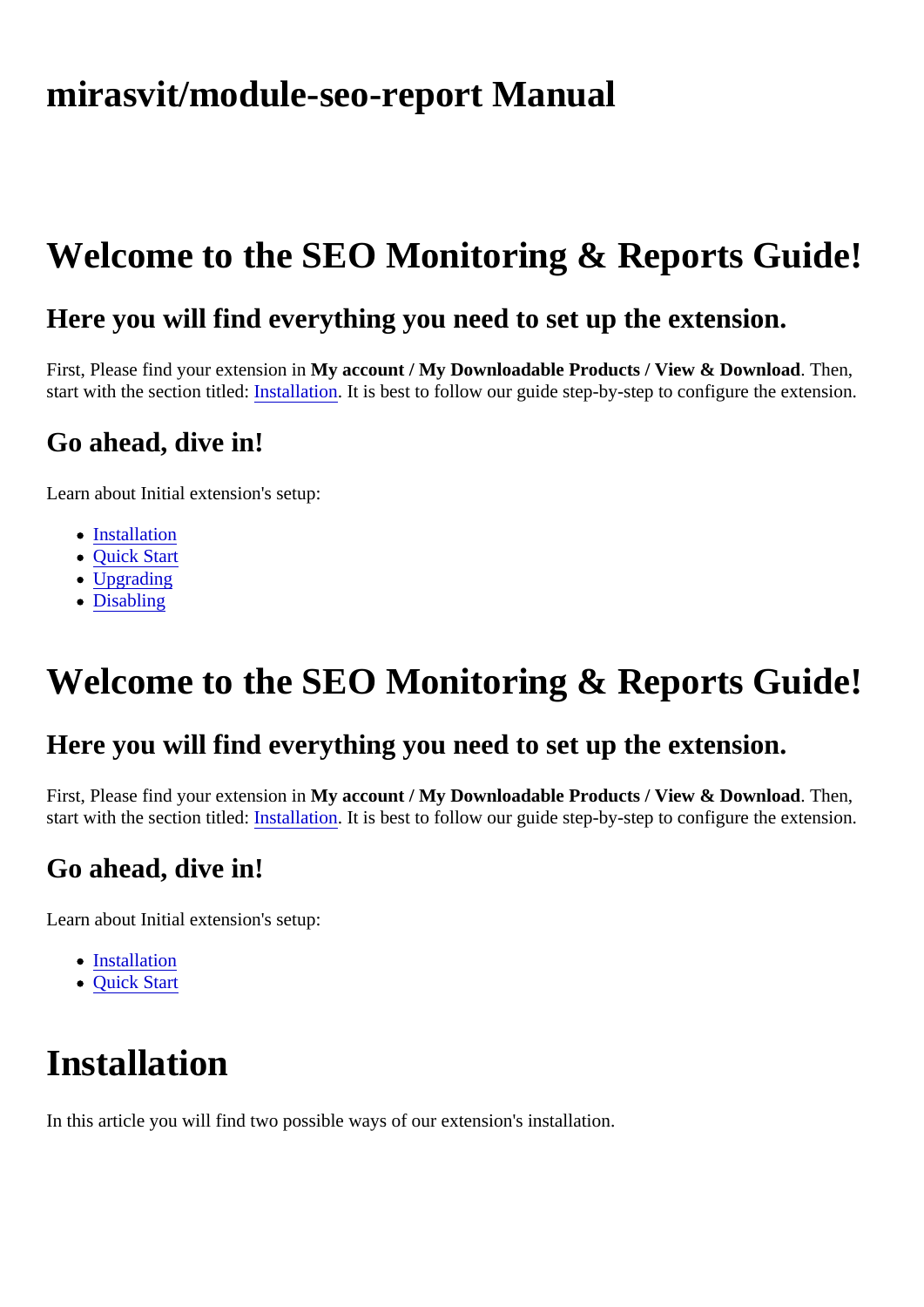# mirasvit/module-seo-report Manual

# Welcome to the SEO Monitoring & Reports Guide!

## Here you will find everything you need to set up the extension.

First, Please find your extension in **My account / My Downloadable Products / View & Download**. Then, start with the section titled: [Installation](). It is best to follow our guide step-by-step to configure the extension.

### Go ahead, dive in!

Learn about Initial extension's setup:

- [Installation]()
- [Quick Start]()
- [Upgrading]()
- [Disabling]()

# Welcome to the SEO Monitoring & Reports Guide!

## Here you will find everything you need to set up the extension.

First, Please find your extension in **My account / My Downloadable Products / View & Download**. Then, start with the section titled: [Installation](). It is best to follow our guide step-by-step to configure the extension.

### Go ahead, dive in!

Learn about Initial extension's setup:

- [Installation]()
- [Quick Start]()

# Installation

In this article you will find two possible ways of our extension's installation.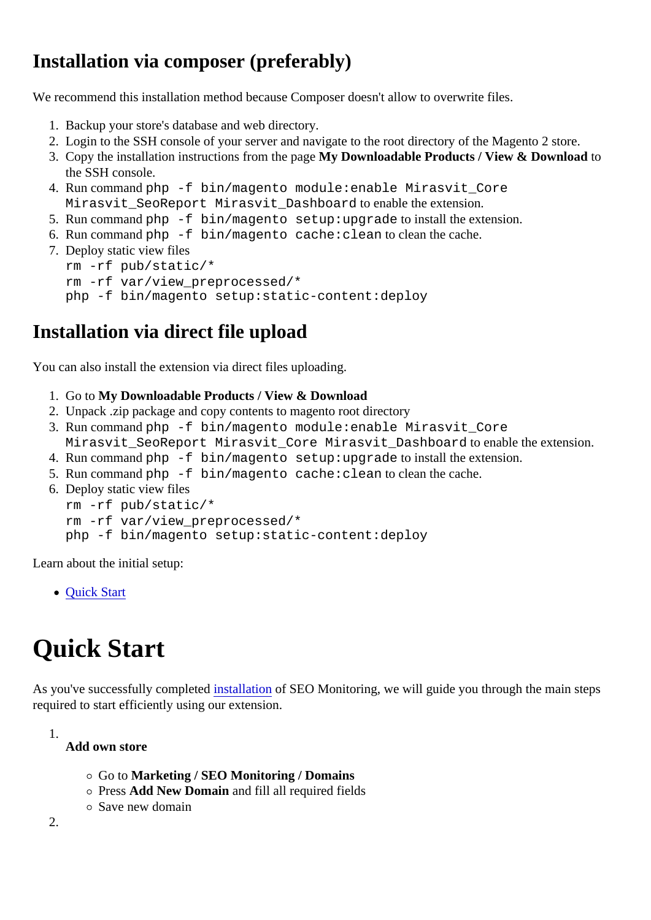## Installation via composer (preferably)

We recommend this installation method because Composer doesn't allow to overwrite files.

1. Backup your store's database and web directory.
2. Login to the SSH console of your server and navigate to the root directory of the Magento 2 store.
3. Copy the installation instructions from the page **My Downloadable Products / View & Download** to the SSH console.
4. Run command `php -f bin/magento module:enable Mirasvit_Core Mirasvit_SeoReport Mirasvit_Dashboard` to enable the extension.
5. Run command `php -f bin/magento setup:upgrade` to install the extension.
6. Run command `php -f bin/magento cache:clean` to clean the cache.
7. Deploy static view files
   ```
   rm -rf pub/static/*
   rm -rf var/view_preprocessed/*
   php -f bin/magento setup:static-content:deploy
   ```

## Installation via direct file upload

You can also install the extension via direct files uploading.

1. Go to **My Downloadable Products / View & Download**
2. Unpack .zip package and copy contents to magento root directory
3. Run command `php -f bin/magento module:enable Mirasvit_Core Mirasvit_SeoReport Mirasvit_Core Mirasvit_Dashboard` to enable the extension.
4. Run command `php -f bin/magento setup:upgrade` to install the extension.
5. Run command `php -f bin/magento cache:clean` to clean the cache.
6. Deploy static view files
   ```
   rm -rf pub/static/*
   rm -rf var/view_preprocessed/*
   php -f bin/magento setup:static-content:deploy
   ```

Learn about the initial setup:

- Quick Start

# Quick Start

As you've successfully completed installation of SEO Monitoring, we will guide you through the main steps required to start efficiently using our extension.

1. **Add own store**
   - Go to **Marketing / SEO Monitoring / Domains**
   - Press **Add New Domain** and fill all required fields
   - Save new domain
2.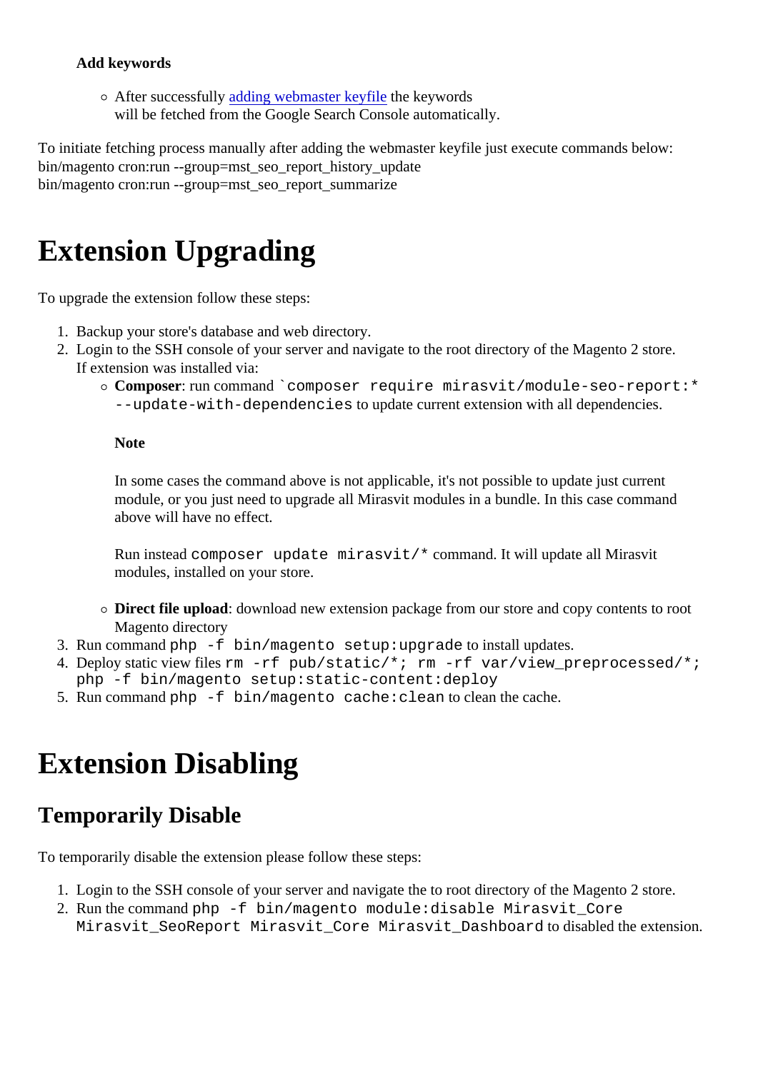**Add keywords**

- After successfully [adding webmaster keyfile]() the keywords will be fetched from the Google Search Console automatically.

To initiate fetching process manually after adding the webmaster keyfile just execute commands below:
bin/magento cron:run --group=mst_seo_report_history_update
bin/magento cron:run --group=mst_seo_report_summarize

# Extension Upgrading

To upgrade the extension follow these steps:

1. Backup your store's database and web directory.
2. Login to the SSH console of your server and navigate to the root directory of the Magento 2 store. If extension was installed via:
   - **Composer**: run command `` `composer require mirasvit/module-seo-report:* --update-with-dependencies `` to update current extension with all dependencies.

     **Note**

     In some cases the command above is not applicable, it's not possible to update just current module, or you just need to upgrade all Mirasvit modules in a bundle. In this case command above will have no effect.

     Run instead `composer update mirasvit/*` command. It will update all Mirasvit modules, installed on your store.

   - **Direct file upload**: download new extension package from our store and copy contents to root Magento directory
3. Run command `php -f bin/magento setup:upgrade` to install updates.
4. Deploy static view files `rm -rf pub/static/*; rm -rf var/view_preprocessed/*; php -f bin/magento setup:static-content:deploy`
5. Run command `php -f bin/magento cache:clean` to clean the cache.

# Extension Disabling

## Temporarily Disable

To temporarily disable the extension please follow these steps:

1. Login to the SSH console of your server and navigate the to root directory of the Magento 2 store.
2. Run the command `php -f bin/magento module:disable Mirasvit_Core Mirasvit_SeoReport Mirasvit_Core Mirasvit_Dashboard` to disabled the extension.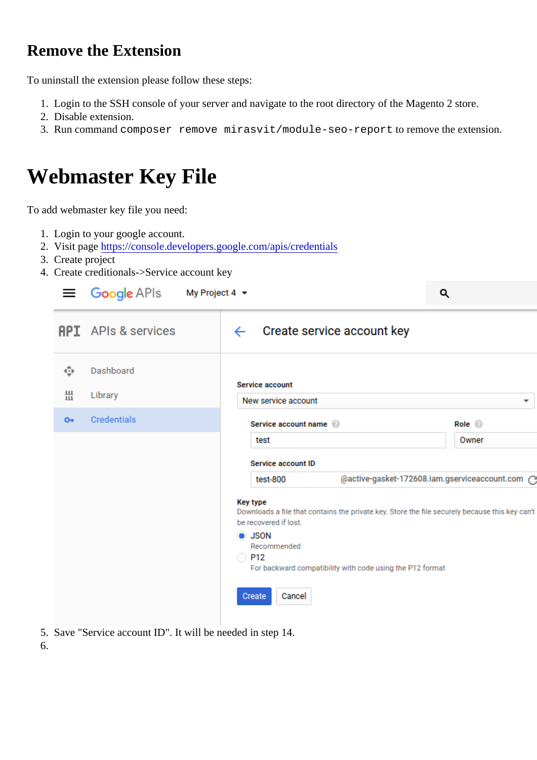## Remove the Extension

To uninstall the extension please follow these steps:

1. Login to the SSH console of your server and navigate to the root directory of the Magento 2 store.
2. Disable extension.
3. Run command `composer remove mirasvit/module-seo-report` to remove the extension.

# Webmaster Key File

To add webmaster key file you need:

1. Login to your google account.
2. Visit page [https://console.developers.google.com/apis/credentials](https://console.developers.google.com/apis/credentials)
3. Create project
4. Create creditionals->Service account key
5. Save "Service account ID". It will be needed in step 14.
6.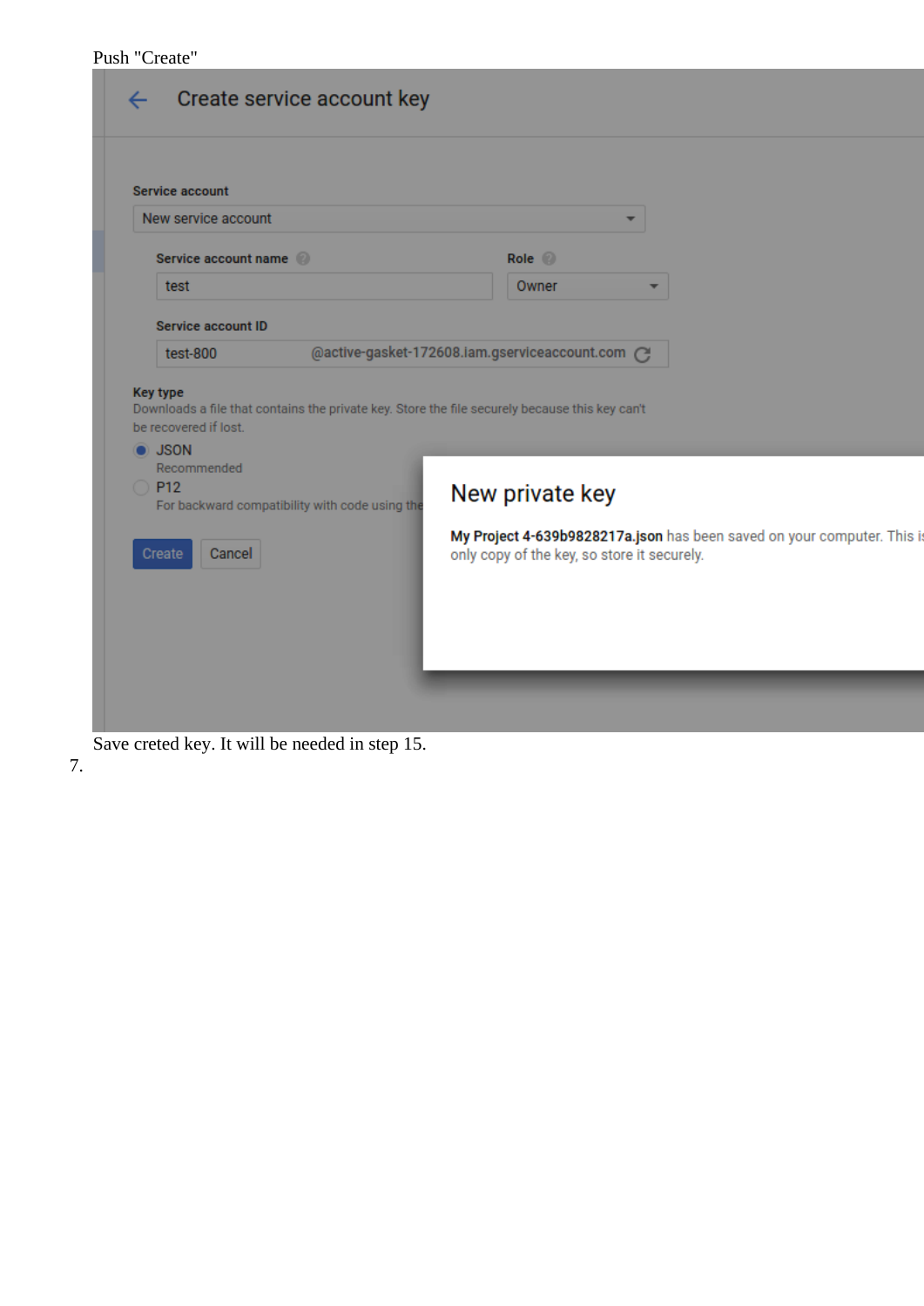Push "Create"

Save creted key. It will be needed in step 15.

7.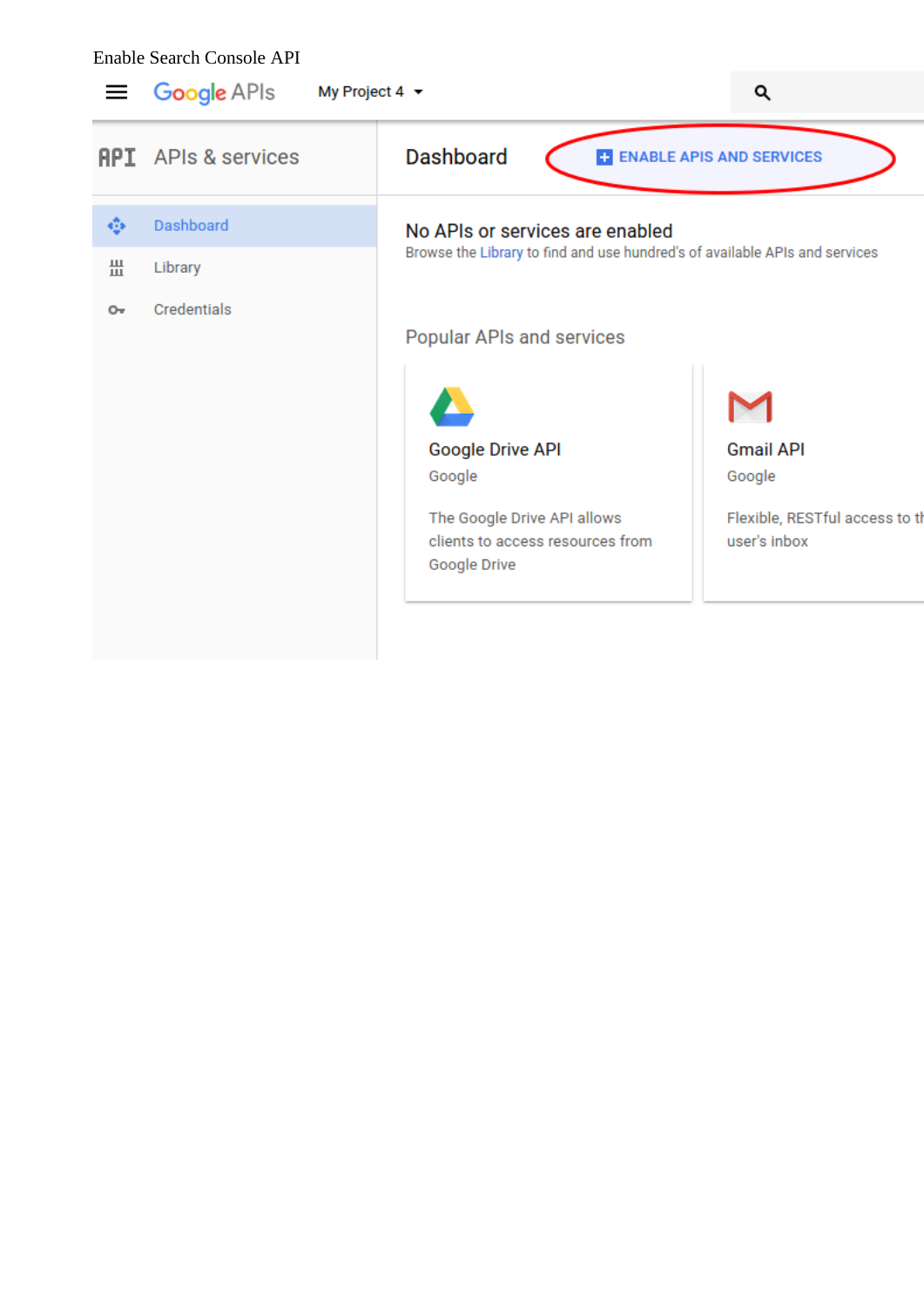Enable Search Console API

≡ Google APIs   My Project 4 ▾

API APIs & services

Dashboard

Library

Credentials

Dashboard   ENABLE APIS AND SERVICES

No APIs or services are enabled

Browse the Library to find and use hundred's of available APIs and services

Popular APIs and services

Google Drive API

Google

The Google Drive API allows clients to access resources from Google Drive

Gmail API

Google

Flexible, RESTful access to th user's inbox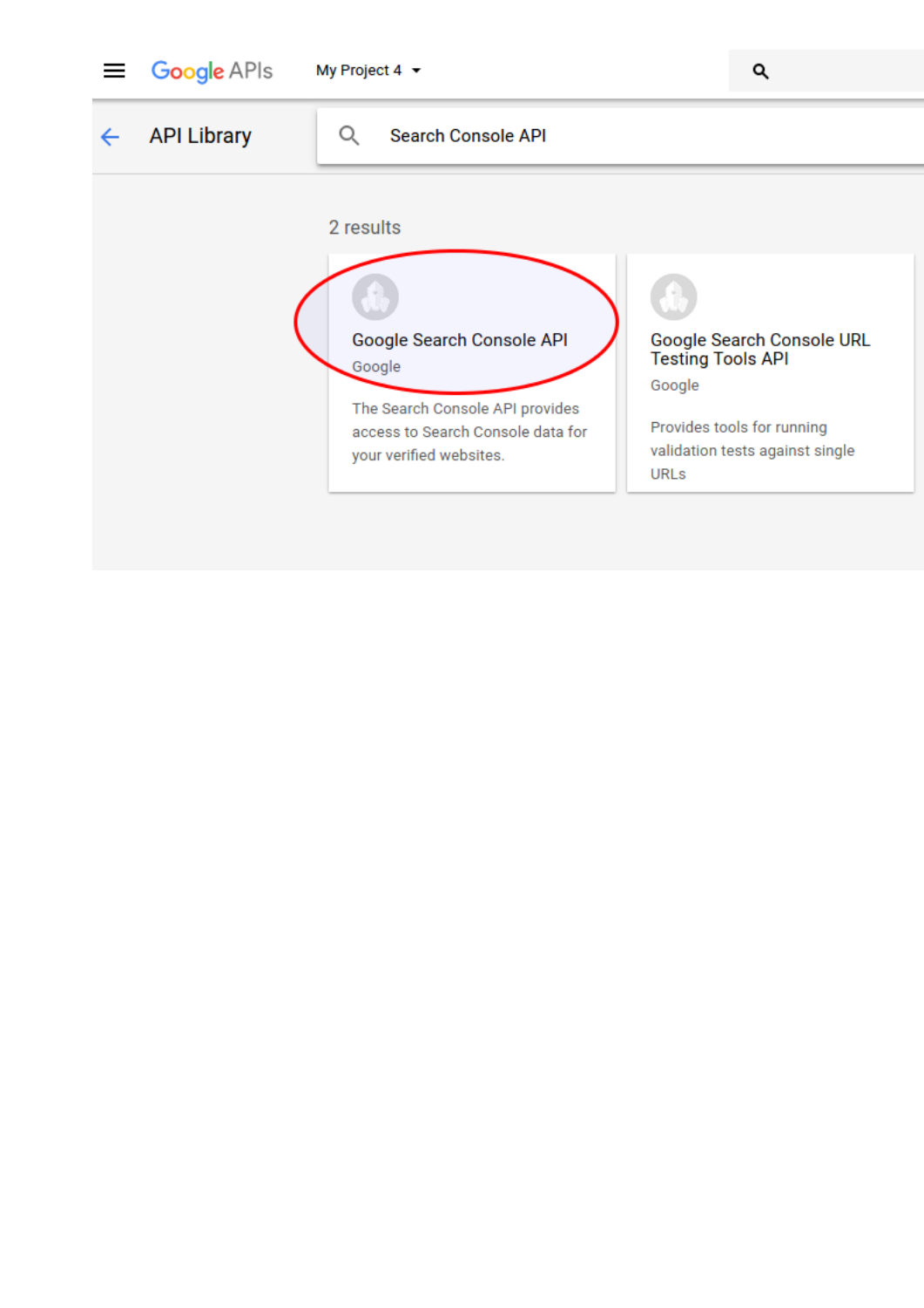Google APIs My Project 4

API Library

Search Console API

2 results

**Google Search Console API**
Google

The Search Console API provides access to Search Console data for your verified websites.

**Google Search Console URL Testing Tools API**
Google

Provides tools for running validation tests against single URLs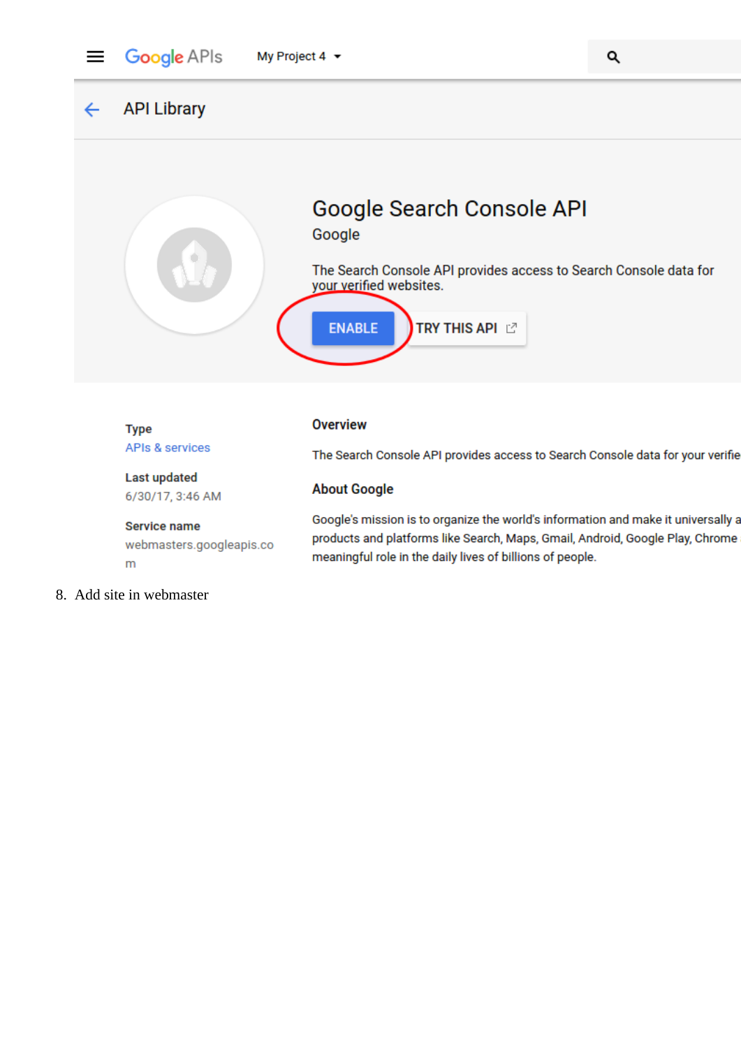8. Add site in webmaster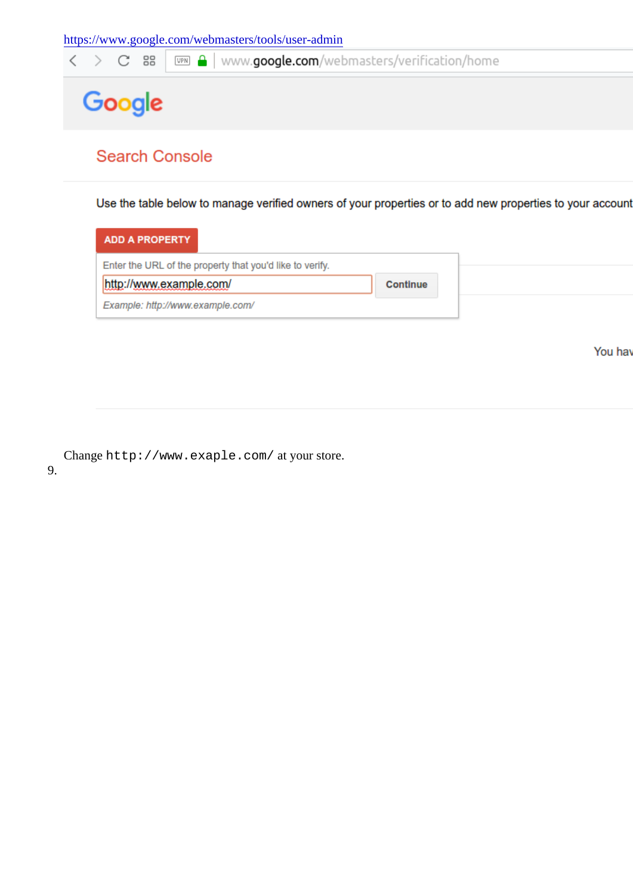https://www.google.com/webmasters/tools/user-admin

Change `http://www.exaple.com/` at your store.

9.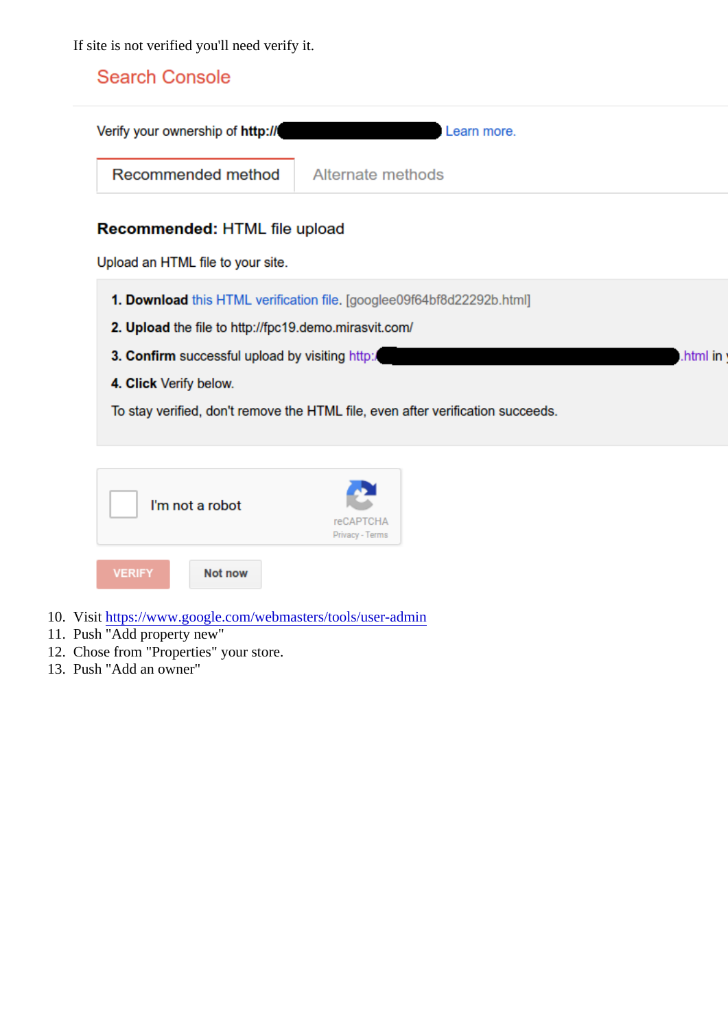If site is not verified you'll need verify it.

Search Console

Verify your ownership of http://  Learn more.

Recommended method | Alternate methods

**Recommended:** HTML file upload

Upload an HTML file to your site.

1. **Download** this HTML verification file. [googlee09f64bf8d22292b.html]
2. **Upload** the file to http://fpc19.demo.mirasvit.com/
3. **Confirm** successful upload by visiting http: .html in y
4. **Click** Verify below.

To stay verified, don't remove the HTML file, even after verification succeeds.

I'm not a robot reCAPTCHA Privacy - Terms

VERIFY Not now

10. Visit https://www.google.com/webmasters/tools/user-admin
11. Push "Add property new"
12. Chose from "Properties" your store.
13. Push "Add an owner"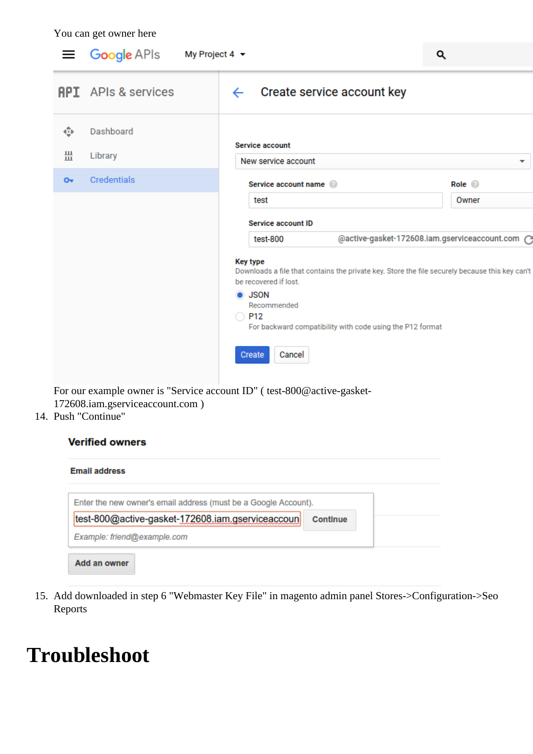You can get owner here

For our example owner is "Service account ID" ( test-800@active-gasket-172608.iam.gserviceaccount.com )

14. Push "Continue"

15. Add downloaded in step 6 "Webmaster Key File" in magento admin panel Stores->Configuration->Seo Reports

# Troubleshoot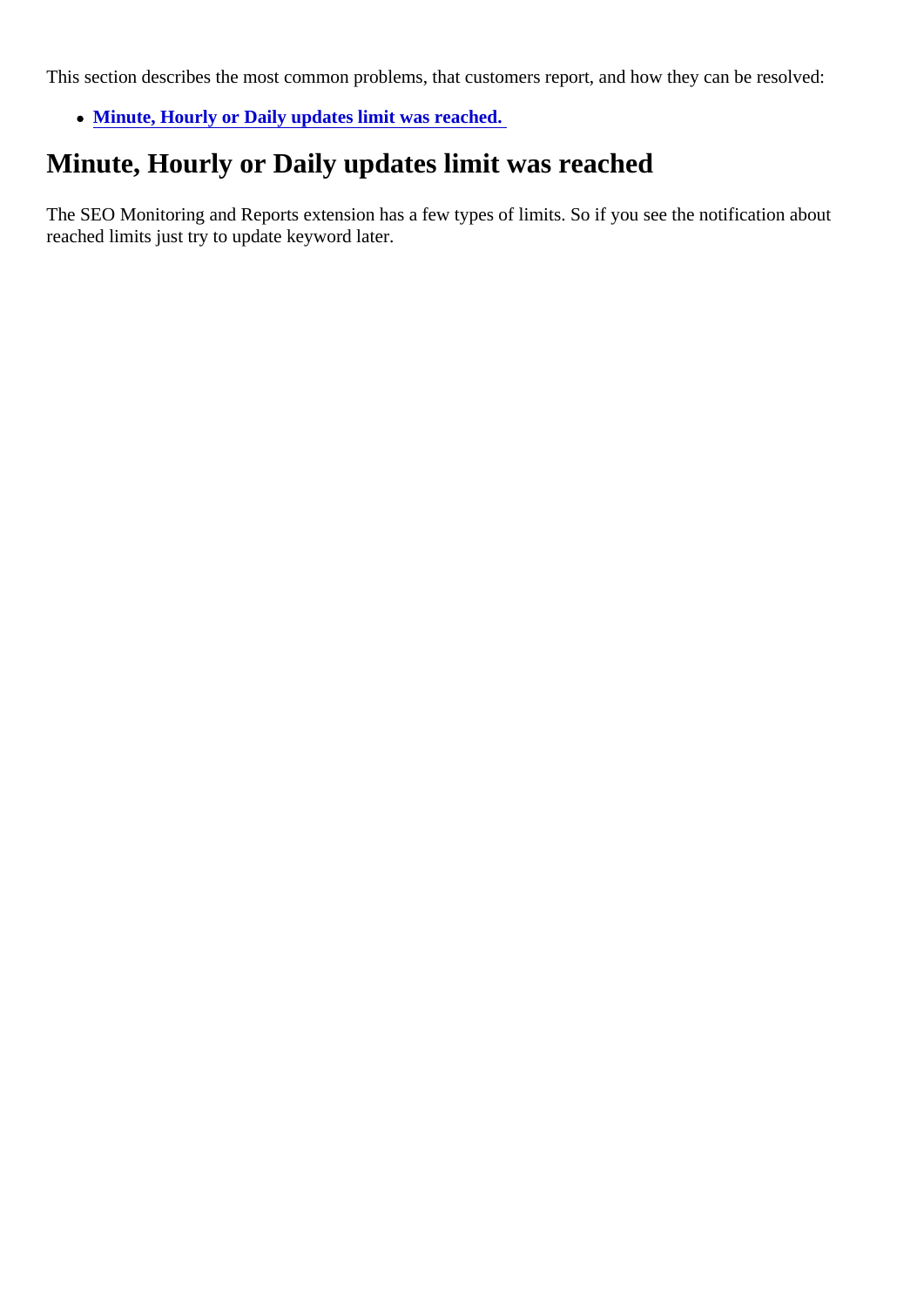This section describes the most common problems, that customers report, and how they can be resolved:

- **Minute, Hourly or Daily updates limit was reached.**

## Minute, Hourly or Daily updates limit was reached

The SEO Monitoring and Reports extension has a few types of limits. So if you see the notification about reached limits just try to update keyword later.